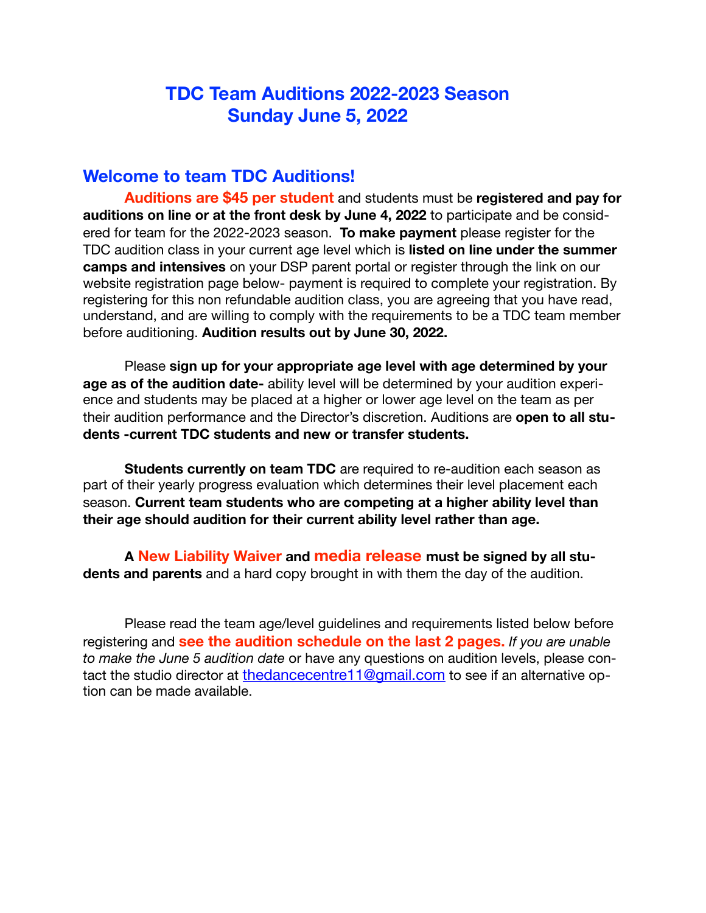# TDC Team Auditions 2022-2023 Season
# Sunday June 5, 2022

## Welcome to team TDC Auditions!

**Auditions are $45 per student** and students must be **registered and pay for auditions on line or at the front desk by June 4, 2022** to participate and be considered for team for the 2022-2023 season. **To make payment** please register for the TDC audition class in your current age level which is **listed on line under the summer camps and intensives** on your DSP parent portal or register through the link on our website registration page below- payment is required to complete your registration. By registering for this non refundable audition class, you are agreeing that you have read, understand, and are willing to comply with the requirements to be a TDC team member before auditioning. **Audition results out by June 30, 2022.**

Please **sign up for your appropriate age level with age determined by your age as of the audition date-** ability level will be determined by your audition experience and students may be placed at a higher or lower age level on the team as per their audition performance and the Director's discretion. Auditions are **open to all students -current TDC students and new or transfer students.**

**Students currently on team TDC** are required to re-audition each season as part of their yearly progress evaluation which determines their level placement each season. **Current team students who are competing at a higher ability level than their age should audition for their current ability level rather than age.**

**A New Liability Waiver and media release must be signed by all students and parents** and a hard copy brought in with them the day of the audition.

Please read the team age/level guidelines and requirements listed below before registering and **see the audition schedule on the last 2 pages.** *If you are unable to make the June 5 audition date* or have any questions on audition levels, please contact the studio director at thedancecentre11@gmail.com to see if an alternative option can be made available.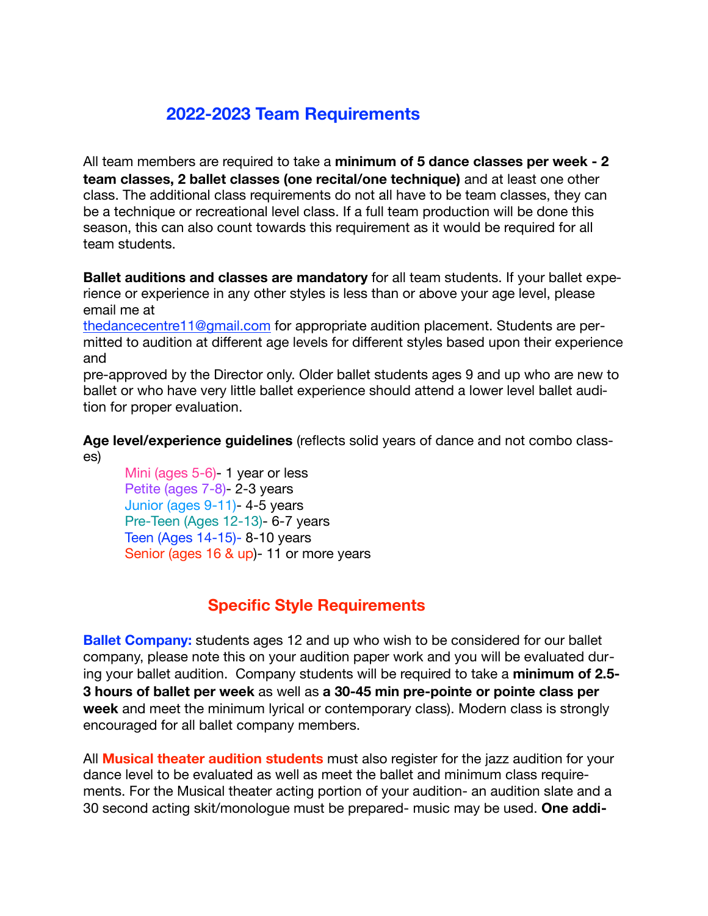## 2022-2023 Team Requirements

All team members are required to take a **minimum of 5 dance classes per week - 2 team classes, 2 ballet classes (one recital/one technique)** and at least one other class. The additional class requirements do not all have to be team classes, they can be a technique or recreational level class. If a full team production will be done this season, this can also count towards this requirement as it would be required for all team students.

**Ballet auditions and classes are mandatory** for all team students. If your ballet experience or experience in any other styles is less than or above your age level, please email me at thedancecentre11@gmail.com for appropriate audition placement. Students are permitted to audition at different age levels for different styles based upon their experience and pre-approved by the Director only. Older ballet students ages 9 and up who are new to ballet or who have very little ballet experience should attend a lower level ballet audition for proper evaluation.

**Age level/experience guidelines** (reflects solid years of dance and not combo classes)

- Mini (ages 5-6)- 1 year or less
- Petite (ages 7-8)- 2-3 years
- Junior (ages 9-11)- 4-5 years
- Pre-Teen (Ages 12-13)- 6-7 years
- Teen (Ages 14-15)- 8-10 years
- Senior (ages 16 & up)- 11 or more years

## Specific Style Requirements

**Ballet Company:** students ages 12 and up who wish to be considered for our ballet company, please note this on your audition paper work and you will be evaluated during your ballet audition. Company students will be required to take a **minimum of 2.5-3 hours of ballet per week** as well as **a 30-45 min pre-pointe or pointe class per week** and meet the minimum lyrical or contemporary class). Modern class is strongly encouraged for all ballet company members.

All **Musical theater audition students** must also register for the jazz audition for your dance level to be evaluated as well as meet the ballet and minimum class requirements. For the Musical theater acting portion of your audition- an audition slate and a 30 second acting skit/monologue must be prepared- music may be used. **One addi-**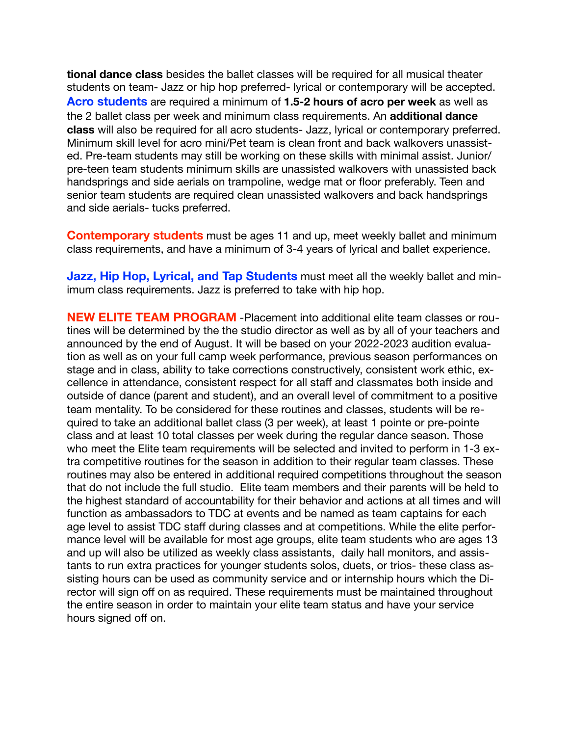**tional dance class** besides the ballet classes will be required for all musical theater students on team- Jazz or hip hop preferred- lyrical or contemporary will be accepted. **Acro students** are required a minimum of **1.5-2 hours of acro per week** as well as the 2 ballet class per week and minimum class requirements. An **additional dance class** will also be required for all acro students- Jazz, lyrical or contemporary preferred. Minimum skill level for acro mini/Pet team is clean front and back walkovers unassisted. Pre-team students may still be working on these skills with minimal assist. Junior/pre-teen team students minimum skills are unassisted walkovers with unassisted back handsprings and side aerials on trampoline, wedge mat or floor preferably. Teen and senior team students are required clean unassisted walkovers and back handsprings and side aerials- tucks preferred.

**Contemporary students** must be ages 11 and up, meet weekly ballet and minimum class requirements, and have a minimum of 3-4 years of lyrical and ballet experience.

**Jazz, Hip Hop, Lyrical, and Tap Students** must meet all the weekly ballet and minimum class requirements. Jazz is preferred to take with hip hop.

**NEW ELITE TEAM PROGRAM** -Placement into additional elite team classes or routines will be determined by the the studio director as well as by all of your teachers and announced by the end of August. It will be based on your 2022-2023 audition evaluation as well as on your full camp week performance, previous season performances on stage and in class, ability to take corrections constructively, consistent work ethic, excellence in attendance, consistent respect for all staff and classmates both inside and outside of dance (parent and student), and an overall level of commitment to a positive team mentality. To be considered for these routines and classes, students will be required to take an additional ballet class (3 per week), at least 1 pointe or pre-pointe class and at least 10 total classes per week during the regular dance season. Those who meet the Elite team requirements will be selected and invited to perform in 1-3 extra competitive routines for the season in addition to their regular team classes. These routines may also be entered in additional required competitions throughout the season that do not include the full studio. Elite team members and their parents will be held to the highest standard of accountability for their behavior and actions at all times and will function as ambassadors to TDC at events and be named as team captains for each age level to assist TDC staff during classes and at competitions. While the elite performance level will be available for most age groups, elite team students who are ages 13 and up will also be utilized as weekly class assistants, daily hall monitors, and assistants to run extra practices for younger students solos, duets, or trios- these class assisting hours can be used as community service and or internship hours which the Director will sign off on as required. These requirements must be maintained throughout the entire season in order to maintain your elite team status and have your service hours signed off on.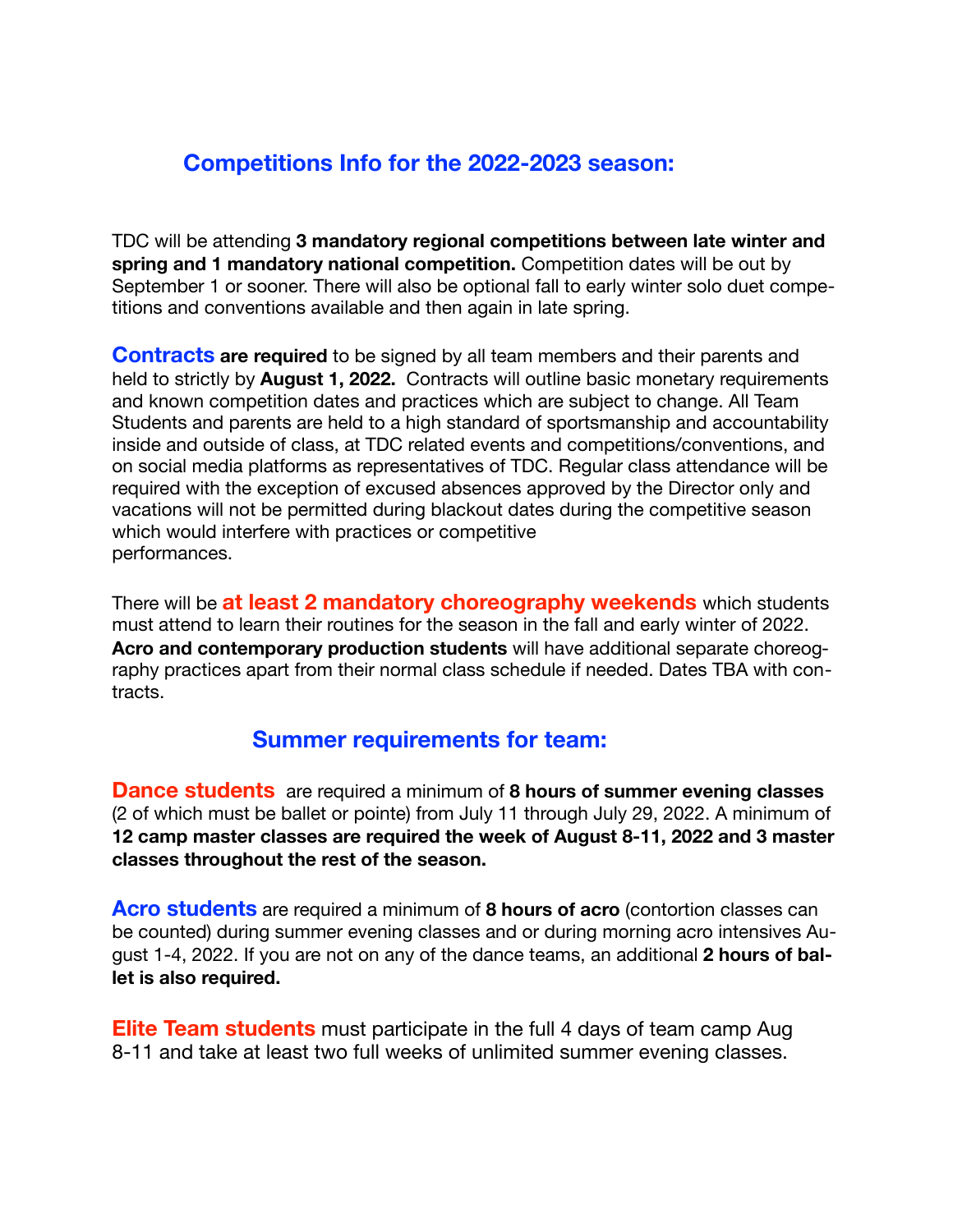## Competitions Info for the 2022-2023 season:

TDC will be attending **3 mandatory regional competitions between late winter and spring and 1 mandatory national competition.** Competition dates will be out by September 1 or sooner. There will also be optional fall to early winter solo duet competitions and conventions available and then again in late spring.

**Contracts are required** to be signed by all team members and their parents and held to strictly by **August 1, 2022.** Contracts will outline basic monetary requirements and known competition dates and practices which are subject to change. All Team Students and parents are held to a high standard of sportsmanship and accountability inside and outside of class, at TDC related events and competitions/conventions, and on social media platforms as representatives of TDC. Regular class attendance will be required with the exception of excused absences approved by the Director only and vacations will not be permitted during blackout dates during the competitive season which would interfere with practices or competitive performances.

There will be **at least 2 mandatory choreography weekends** which students must attend to learn their routines for the season in the fall and early winter of 2022. **Acro and contemporary production students** will have additional separate choreography practices apart from their normal class schedule if needed. Dates TBA with contracts.

## Summer requirements for team:

**Dance students** are required a minimum of **8 hours of summer evening classes** (2 of which must be ballet or pointe) from July 11 through July 29, 2022. A minimum of **12 camp master classes are required the week of August 8-11, 2022 and 3 master classes throughout the rest of the season.**

**Acro students** are required a minimum of **8 hours of acro** (contortion classes can be counted) during summer evening classes and or during morning acro intensives August 1-4, 2022. If you are not on any of the dance teams, an additional **2 hours of ballet is also required.**

**Elite Team students** must participate in the full 4 days of team camp Aug 8-11 and take at least two full weeks of unlimited summer evening classes.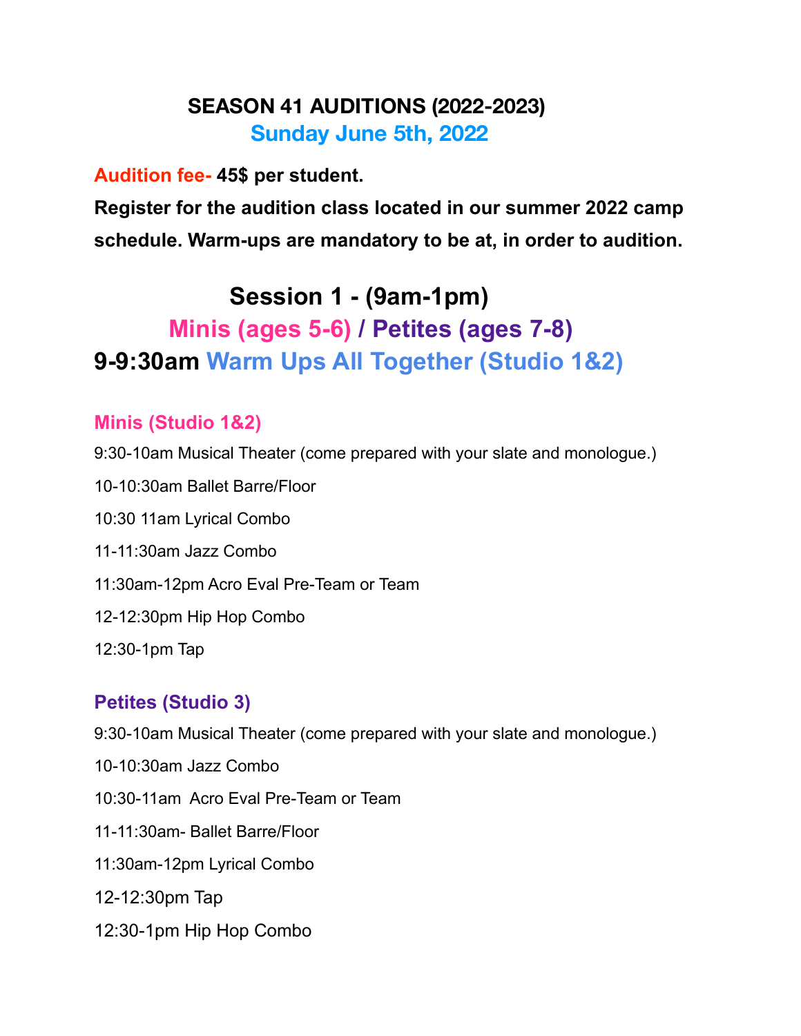# SEASON 41 AUDITIONS (2022-2023)

## Sunday June 5th, 2022

**Audition fee- 45$ per student.**

**Register for the audition class located in our summer 2022 camp schedule. Warm-ups are mandatory to be at, in order to audition.**

## Session 1 - (9am-1pm)

## Minis (ages 5-6) / Petites (ages 7-8)

## 9-9:30am Warm Ups All Together (Studio 1&2)

### Minis (Studio 1&2)

9:30-10am Musical Theater (come prepared with your slate and monologue.)

10-10:30am Ballet Barre/Floor

10:30 11am Lyrical Combo

11-11:30am Jazz Combo

11:30am-12pm Acro Eval Pre-Team or Team

12-12:30pm Hip Hop Combo

12:30-1pm Tap

### Petites (Studio 3)

9:30-10am Musical Theater (come prepared with your slate and monologue.)

10-10:30am Jazz Combo

10:30-11am Acro Eval Pre-Team or Team

11-11:30am- Ballet Barre/Floor

11:30am-12pm Lyrical Combo

12-12:30pm Tap

12:30-1pm Hip Hop Combo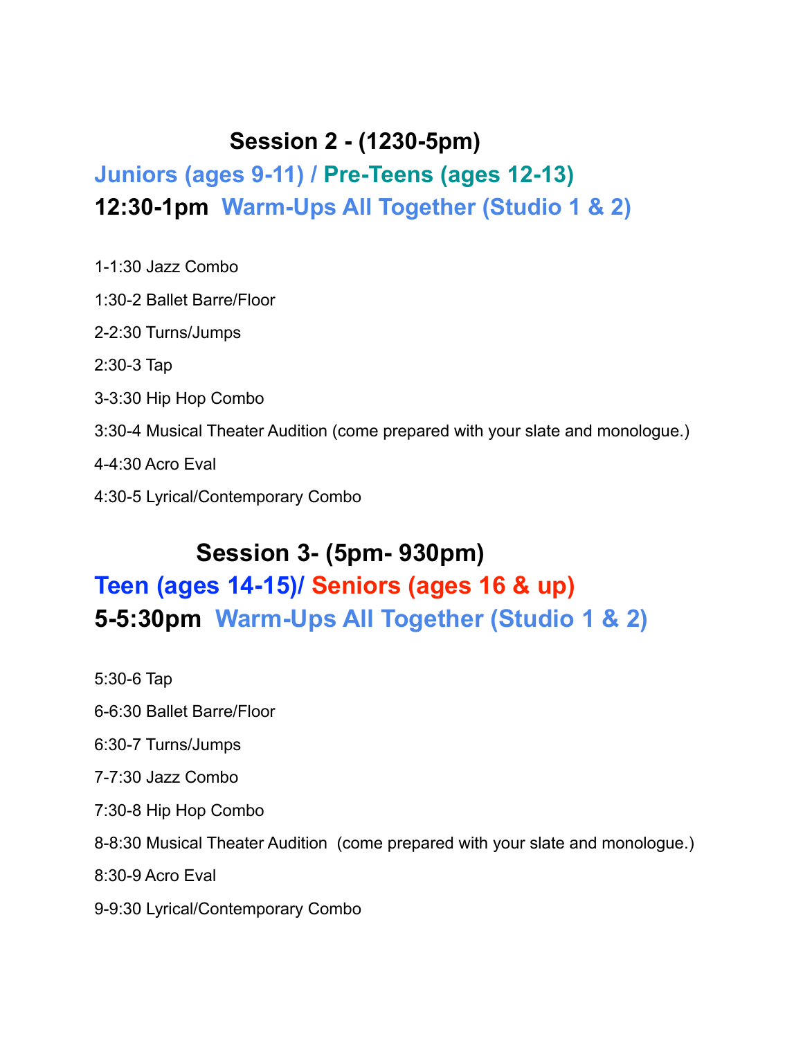## Session 2 - (1230-5pm)

### Juniors (ages 9-11) / Pre-Teens (ages 12-13)

### 12:30-1pm Warm-Ups All Together (Studio 1 & 2)

1-1:30 Jazz Combo

1:30-2 Ballet Barre/Floor

2-2:30 Turns/Jumps

2:30-3 Tap

3-3:30 Hip Hop Combo

3:30-4 Musical Theater Audition (come prepared with your slate and monologue.)

4-4:30 Acro Eval

4:30-5 Lyrical/Contemporary Combo

## Session 3- (5pm- 930pm)

### Teen (ages 14-15)/ Seniors (ages 16 & up)

### 5-5:30pm Warm-Ups All Together (Studio 1 & 2)

5:30-6 Tap

6-6:30 Ballet Barre/Floor

6:30-7 Turns/Jumps

7-7:30 Jazz Combo

7:30-8 Hip Hop Combo

8-8:30 Musical Theater Audition (come prepared with your slate and monologue.)

8:30-9 Acro Eval

9-9:30 Lyrical/Contemporary Combo